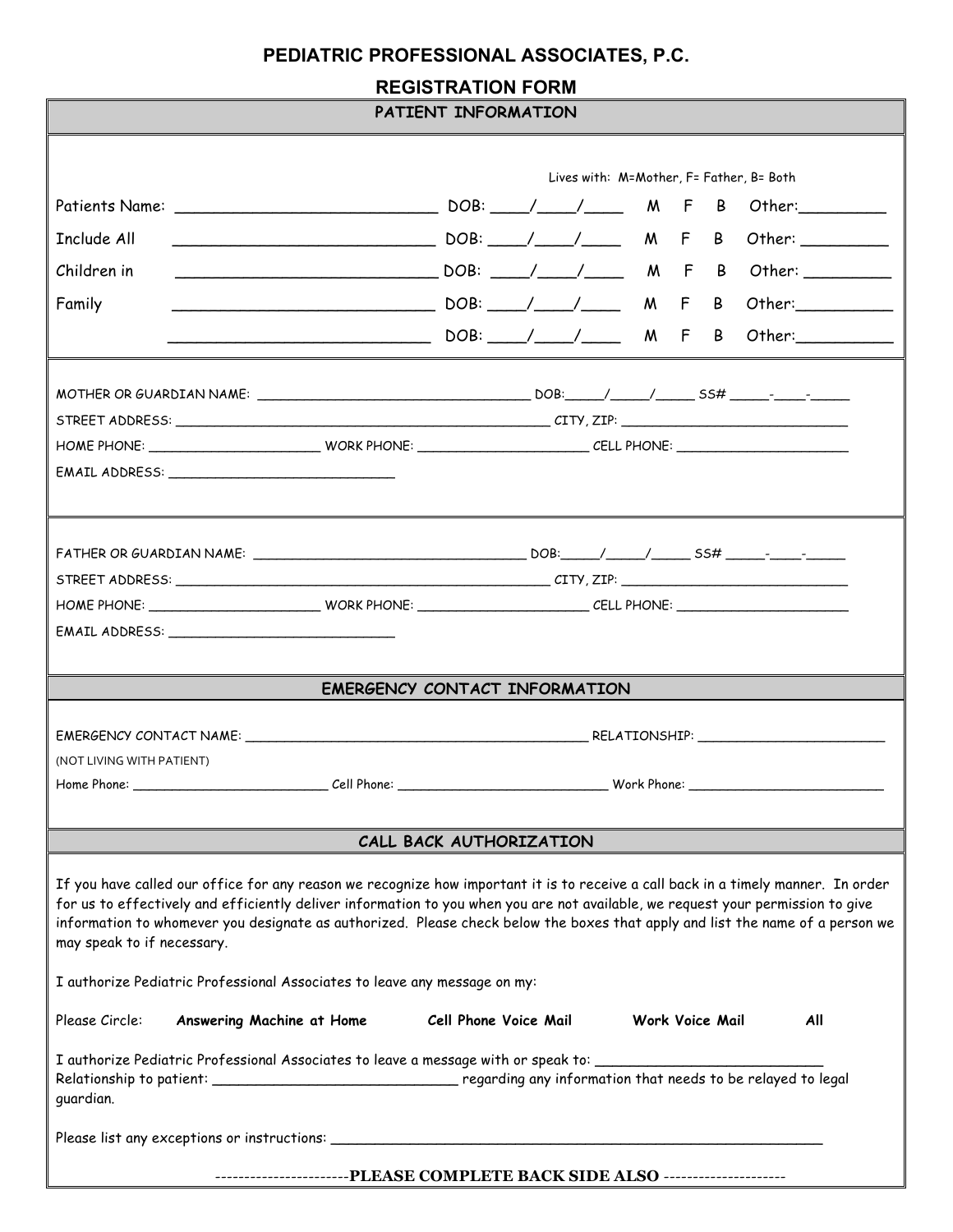# PEDIATRIC PROFESSIONAL ASSOCIATES, P.C.

## REGISTRATION FORM

### PATIENT INFORMATION

Lives with: M=Mother, F= Father, B= Both

Patients Name: ____________________________ DOB: ____/____/____ M F B Other:_________

Include All ____________________________ DOB: ____/____/____ M F B Other: _________

Children in ____________________________ DOB: ____/____/____ M F B Other: _________

Family ____________________________ DOB: ____/____/____ M F B Other:__________

____________________________ DOB: ____/____/____ M F B Other:__________

MOTHER OR GUARDIAN NAME: __________________________________ DOB:_____/_____/_____ SS# _____-____-_____

STREET ADDRESS: ______________________________________________ CITY, ZIP: ____________________________

HOME PHONE: _____________________ WORK PHONE: _____________________ CELL PHONE: _____________________

EMAIL ADDRESS: ____________________________

FATHER OR GUARDIAN NAME: __________________________________ DOB:_____/_____/_____ SS# _____-____-_____

STREET ADDRESS: ______________________________________________ CITY, ZIP: ____________________________

HOME PHONE: _____________________ WORK PHONE: _____________________ CELL PHONE: _____________________

EMAIL ADDRESS: ____________________________

### EMERGENCY CONTACT INFORMATION

EMERGENCY CONTACT NAME: __________________________________________ RELATIONSHIP: _______________________

(NOT LIVING WITH PATIENT)

Home Phone: ________________________ Cell Phone: __________________________ Work Phone: ________________________

### CALL BACK AUTHORIZATION

If you have called our office for any reason we recognize how important it is to receive a call back in a timely manner. In order for us to effectively and efficiently deliver information to you when you are not available, we request your permission to give information to whomever you designate as authorized. Please check below the boxes that apply and list the name of a person we may speak to if necessary.

I authorize Pediatric Professional Associates to leave any message on my:

Please Circle: **Answering Machine at Home** **Cell Phone Voice Mail** **Work Voice Mail** **All**

I authorize Pediatric Professional Associates to leave a message with or speak to: ___________________________
Relationship to patient: _____________________________ regarding any information that needs to be relayed to legal guardian.

Please list any exceptions or instructions: ____________________________________________________________

-----------------------**PLEASE COMPLETE BACK SIDE ALSO** ---------------------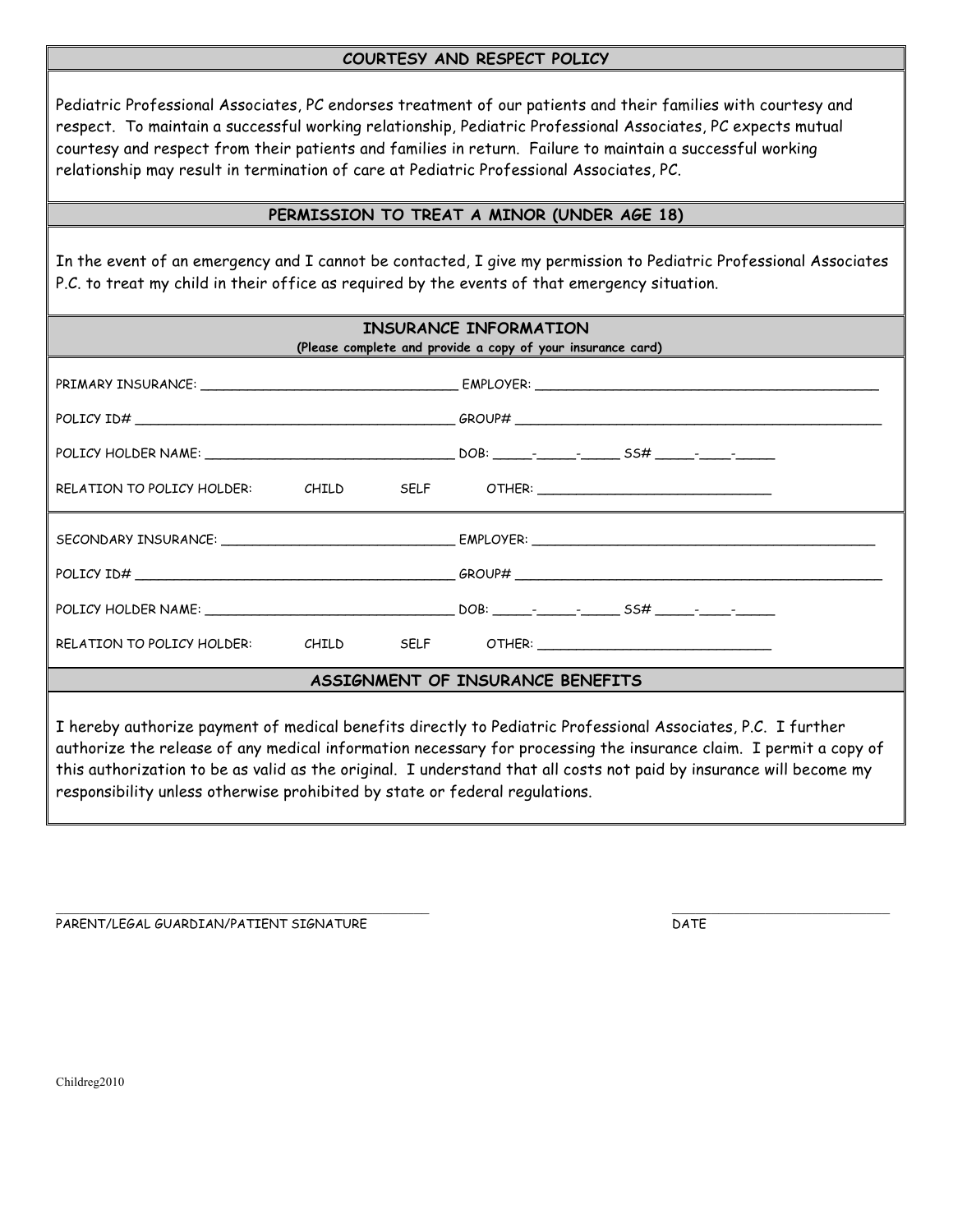## COURTESY AND RESPECT POLICY

Pediatric Professional Associates, PC endorses treatment of our patients and their families with courtesy and respect. To maintain a successful working relationship, Pediatric Professional Associates, PC expects mutual courtesy and respect from their patients and families in return. Failure to maintain a successful working relationship may result in termination of care at Pediatric Professional Associates, PC.

## PERMISSION TO TREAT A MINOR (UNDER AGE 18)

In the event of an emergency and I cannot be contacted, I give my permission to Pediatric Professional Associates P.C. to treat my child in their office as required by the events of that emergency situation.

## INSURANCE INFORMATION

(Please complete and provide a copy of your insurance card)

PRIMARY INSURANCE: ________________________________ EMPLOYER: ____________________________________________

POLICY ID# ________________________________________ GROUP# ________________________________________________

POLICY HOLDER NAME: _______________________________ DOB: _____-_____-_____ SS# _____-____-_____

RELATION TO POLICY HOLDER: CHILD SELF OTHER: _____________________________

SECONDARY INSURANCE: _____________________________ EMPLOYER: ____________________________________________

POLICY ID# ________________________________________ GROUP# ________________________________________________

POLICY HOLDER NAME: _______________________________ DOB: _____-_____-_____ SS# _____-____-_____

RELATION TO POLICY HOLDER: CHILD SELF OTHER: _____________________________

## ASSIGNMENT OF INSURANCE BENEFITS

I hereby authorize payment of medical benefits directly to Pediatric Professional Associates, P.C. I further authorize the release of any medical information necessary for processing the insurance claim. I permit a copy of this authorization to be as valid as the original. I understand that all costs not paid by insurance will become my responsibility unless otherwise prohibited by state or federal regulations.

______________________________________________ ______________________________

PARENT/LEGAL GUARDIAN/PATIENT SIGNATURE DATE

Childreg2010